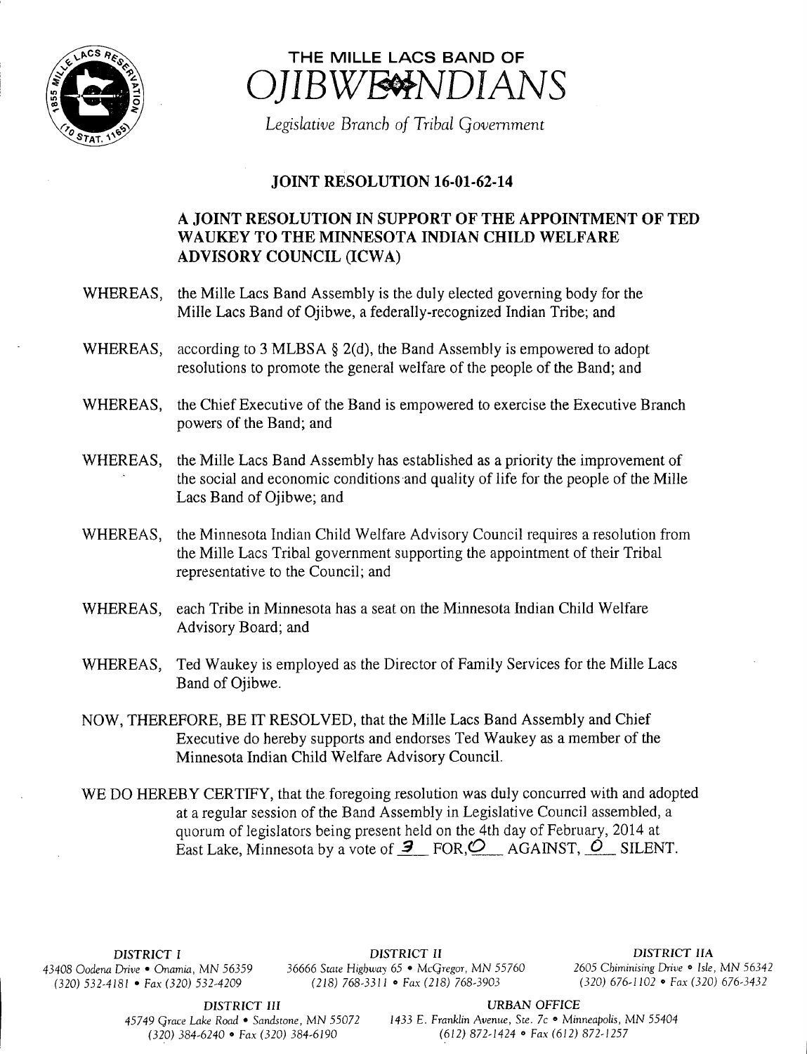# THE MILLE LACS BAND OF OJIBWE INDIANS

*Legislative Branch of Tribal Government*

## JOINT RESOLUTION 16-01-62-14

### A JOINT RESOLUTION IN SUPPORT OF THE APPOINTMENT OF TED WAUKEY TO THE MINNESOTA INDIAN CHILD WELFARE ADVISORY COUNCIL (ICWA)

WHEREAS, the Mille Lacs Band Assembly is the duly elected governing body for the Mille Lacs Band of Ojibwe, a federally-recognized Indian Tribe; and

WHEREAS, according to 3 MLBSA § 2(d), the Band Assembly is empowered to adopt resolutions to promote the general welfare of the people of the Band; and

WHEREAS, the Chief Executive of the Band is empowered to exercise the Executive Branch powers of the Band; and

WHEREAS, the Mille Lacs Band Assembly has established as a priority the improvement of the social and economic conditions and quality of life for the people of the Mille Lacs Band of Ojibwe; and

WHEREAS, the Minnesota Indian Child Welfare Advisory Council requires a resolution from the Mille Lacs Tribal government supporting the appointment of their Tribal representative to the Council; and

WHEREAS, each Tribe in Minnesota has a seat on the Minnesota Indian Child Welfare Advisory Board; and

WHEREAS, Ted Waukey is employed as the Director of Family Services for the Mille Lacs Band of Ojibwe.

NOW, THEREFORE, BE IT RESOLVED, that the Mille Lacs Band Assembly and Chief Executive do hereby supports and endorses Ted Waukey as a member of the Minnesota Indian Child Welfare Advisory Council.

WE DO HEREBY CERTIFY, that the foregoing resolution was duly concurred with and adopted at a regular session of the Band Assembly in Legislative Council assembled, a quorum of legislators being present held on the 4th day of February, 2014 at East Lake, Minnesota by a vote of 3 FOR, 0 AGAINST, 0 SILENT.

DISTRICT I
43408 Oodena Drive • Onamia, MN 56359
(320) 532-4181 • Fax (320) 532-4209

DISTRICT II
36666 State Highway 65 • McGregor, MN 55760
(218) 768-3311 • Fax (218) 768-3903

DISTRICT IIA
2605 Chiminising Drive • Isle, MN 56342
(320) 676-1102 • Fax (320) 676-3432

DISTRICT III
45749 Grace Lake Road • Sandstone, MN 55072
(320) 384-6240 • Fax (320) 384-6190

URBAN OFFICE
1433 E. Franklin Avenue, Ste. 7c • Minneapolis, MN 55404
(612) 872-1424 • Fax (612) 872-1257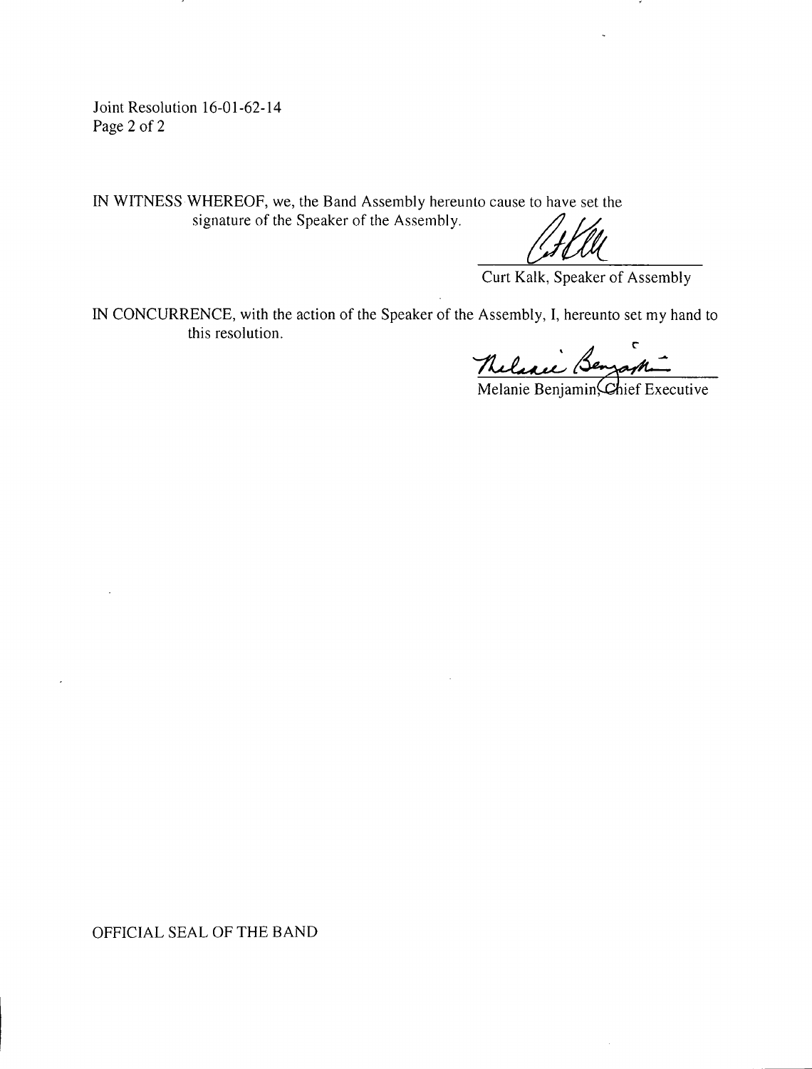Joint Resolution 16-01-62-14

IN WITNESS WHEREOF, we, the Band Assembly hereunto cause to have set the signature of the Speaker of the Assembly.

Curt Kalk, Speaker of Assembly

IN CONCURRENCE, with the action of the Speaker of the Assembly, I, hereunto set my hand to this resolution.

Melanie Benjamin, Chief Executive

OFFICIAL SEAL OF THE BAND